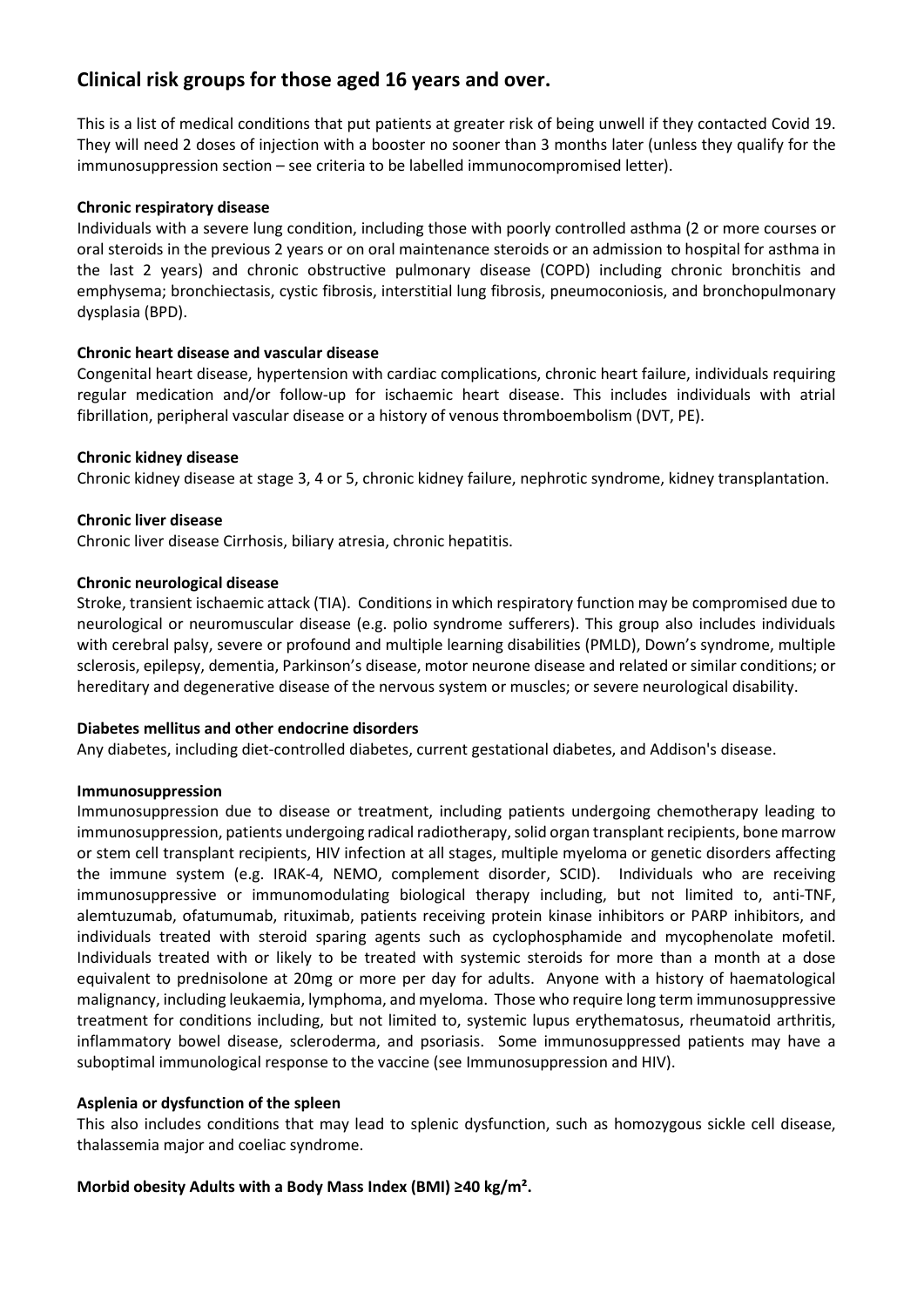## Clinical risk groups for those aged 16 years and over.

This is a list of medical conditions that put patients at greater risk of being unwell if they contacted Covid 19. They will need 2 doses of injection with a booster no sooner than 3 months later (unless they qualify for the immunosuppression section – see criteria to be labelled immunocompromised letter).

**Chronic respiratory disease**

Individuals with a severe lung condition, including those with poorly controlled asthma (2 or more courses or oral steroids in the previous 2 years or on oral maintenance steroids or an admission to hospital for asthma in the last 2 years) and chronic obstructive pulmonary disease (COPD) including chronic bronchitis and emphysema; bronchiectasis, cystic fibrosis, interstitial lung fibrosis, pneumoconiosis, and bronchopulmonary dysplasia (BPD).

**Chronic heart disease and vascular disease**

Congenital heart disease, hypertension with cardiac complications, chronic heart failure, individuals requiring regular medication and/or follow-up for ischaemic heart disease. This includes individuals with atrial fibrillation, peripheral vascular disease or a history of venous thromboembolism (DVT, PE).

**Chronic kidney disease**

Chronic kidney disease at stage 3, 4 or 5, chronic kidney failure, nephrotic syndrome, kidney transplantation.

**Chronic liver disease**

Chronic liver disease Cirrhosis, biliary atresia, chronic hepatitis.

**Chronic neurological disease**

Stroke, transient ischaemic attack (TIA). Conditions in which respiratory function may be compromised due to neurological or neuromuscular disease (e.g. polio syndrome sufferers). This group also includes individuals with cerebral palsy, severe or profound and multiple learning disabilities (PMLD), Down's syndrome, multiple sclerosis, epilepsy, dementia, Parkinson's disease, motor neurone disease and related or similar conditions; or hereditary and degenerative disease of the nervous system or muscles; or severe neurological disability.

**Diabetes mellitus and other endocrine disorders**

Any diabetes, including diet-controlled diabetes, current gestational diabetes, and Addison's disease.

**Immunosuppression**

Immunosuppression due to disease or treatment, including patients undergoing chemotherapy leading to immunosuppression, patients undergoing radical radiotherapy, solid organ transplant recipients, bone marrow or stem cell transplant recipients, HIV infection at all stages, multiple myeloma or genetic disorders affecting the immune system (e.g. IRAK-4, NEMO, complement disorder, SCID). Individuals who are receiving immunosuppressive or immunomodulating biological therapy including, but not limited to, anti-TNF, alemtuzumab, ofatumumab, rituximab, patients receiving protein kinase inhibitors or PARP inhibitors, and individuals treated with steroid sparing agents such as cyclophosphamide and mycophenolate mofetil. Individuals treated with or likely to be treated with systemic steroids for more than a month at a dose equivalent to prednisolone at 20mg or more per day for adults. Anyone with a history of haematological malignancy, including leukaemia, lymphoma, and myeloma. Those who require long term immunosuppressive treatment for conditions including, but not limited to, systemic lupus erythematosus, rheumatoid arthritis, inflammatory bowel disease, scleroderma, and psoriasis. Some immunosuppressed patients may have a suboptimal immunological response to the vaccine (see Immunosuppression and HIV).

**Asplenia or dysfunction of the spleen**

This also includes conditions that may lead to splenic dysfunction, such as homozygous sickle cell disease, thalassemia major and coeliac syndrome.

**Morbid obesity Adults with a Body Mass Index (BMI) ≥40 kg/m².**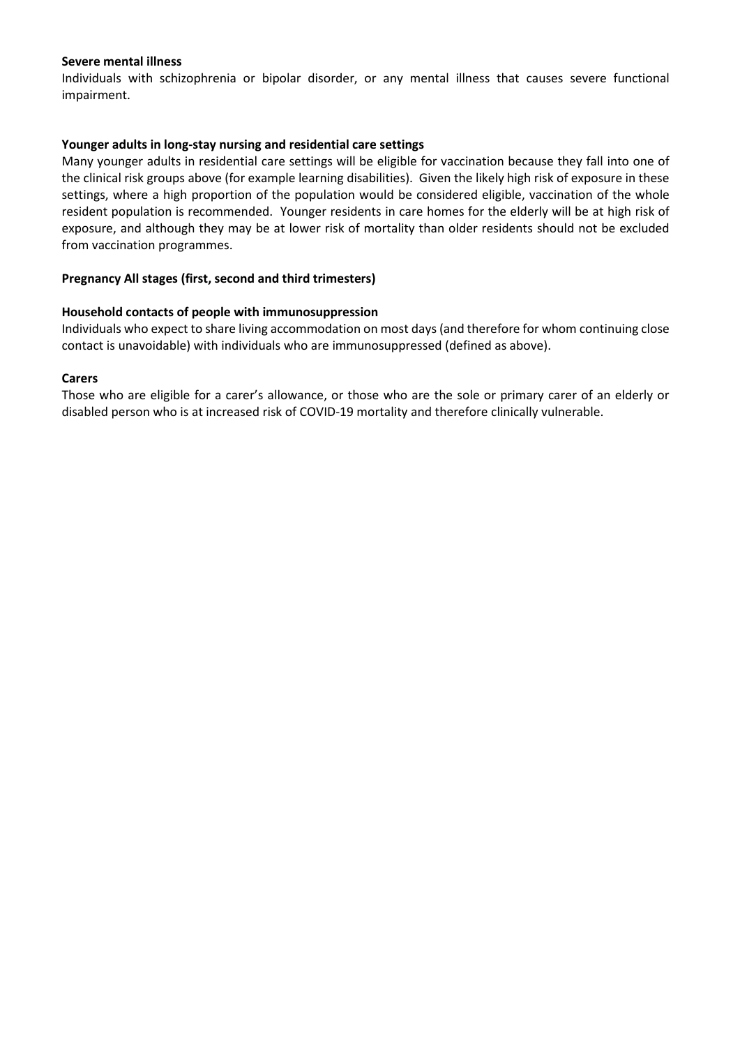**Severe mental illness**
Individuals with schizophrenia or bipolar disorder, or any mental illness that causes severe functional impairment.

**Younger adults in long-stay nursing and residential care settings**
Many younger adults in residential care settings will be eligible for vaccination because they fall into one of the clinical risk groups above (for example learning disabilities). Given the likely high risk of exposure in these settings, where a high proportion of the population would be considered eligible, vaccination of the whole resident population is recommended. Younger residents in care homes for the elderly will be at high risk of exposure, and although they may be at lower risk of mortality than older residents should not be excluded from vaccination programmes.

**Pregnancy All stages (first, second and third trimesters)**

**Household contacts of people with immunosuppression**
Individuals who expect to share living accommodation on most days (and therefore for whom continuing close contact is unavoidable) with individuals who are immunosuppressed (defined as above).

**Carers**
Those who are eligible for a carer's allowance, or those who are the sole or primary carer of an elderly or disabled person who is at increased risk of COVID-19 mortality and therefore clinically vulnerable.